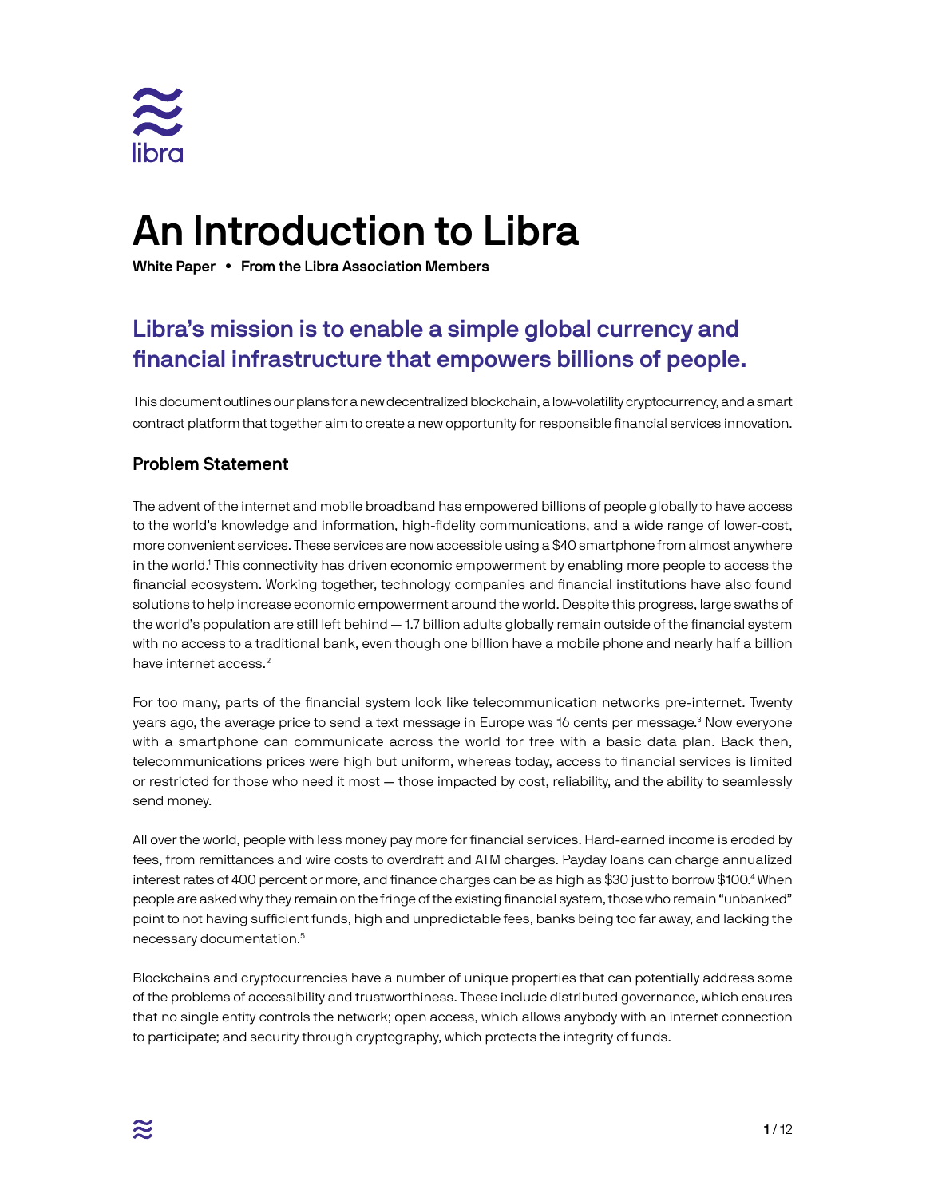# An Introduction to Libra

**White Paper • From the Libra Association Members**

## Libra's mission is to enable a simple global currency and financial infrastructure that empowers billions of people.

This document outlines our plans for a new decentralized blockchain, a low-volatility cryptocurrency, and a smart contract platform that together aim to create a new opportunity for responsible financial services innovation.

### Problem Statement

The advent of the internet and mobile broadband has empowered billions of people globally to have access to the world's knowledge and information, high-fidelity communications, and a wide range of lower-cost, more convenient services. These services are now accessible using a $40 smartphone from almost anywhere in the world.[1] This connectivity has driven economic empowerment by enabling more people to access the financial ecosystem. Working together, technology companies and financial institutions have also found solutions to help increase economic empowerment around the world. Despite this progress, large swaths of the world's population are still left behind — 1.7 billion adults globally remain outside of the financial system with no access to a traditional bank, even though one billion have a mobile phone and nearly half a billion have internet access.[2]

For too many, parts of the financial system look like telecommunication networks pre-internet. Twenty years ago, the average price to send a text message in Europe was 16 cents per message.[3] Now everyone with a smartphone can communicate across the world for free with a basic data plan. Back then, telecommunications prices were high but uniform, whereas today, access to financial services is limited or restricted for those who need it most — those impacted by cost, reliability, and the ability to seamlessly send money.

All over the world, people with less money pay more for financial services. Hard-earned income is eroded by fees, from remittances and wire costs to overdraft and ATM charges. Payday loans can charge annualized interest rates of 400 percent or more, and finance charges can be as high as $30 just to borrow $100.[4] When people are asked why they remain on the fringe of the existing financial system, those who remain "unbanked" point to not having sufficient funds, high and unpredictable fees, banks being too far away, and lacking the necessary documentation.[5]

Blockchains and cryptocurrencies have a number of unique properties that can potentially address some of the problems of accessibility and trustworthiness. These include distributed governance, which ensures that no single entity controls the network; open access, which allows anybody with an internet connection to participate; and security through cryptography, which protects the integrity of funds.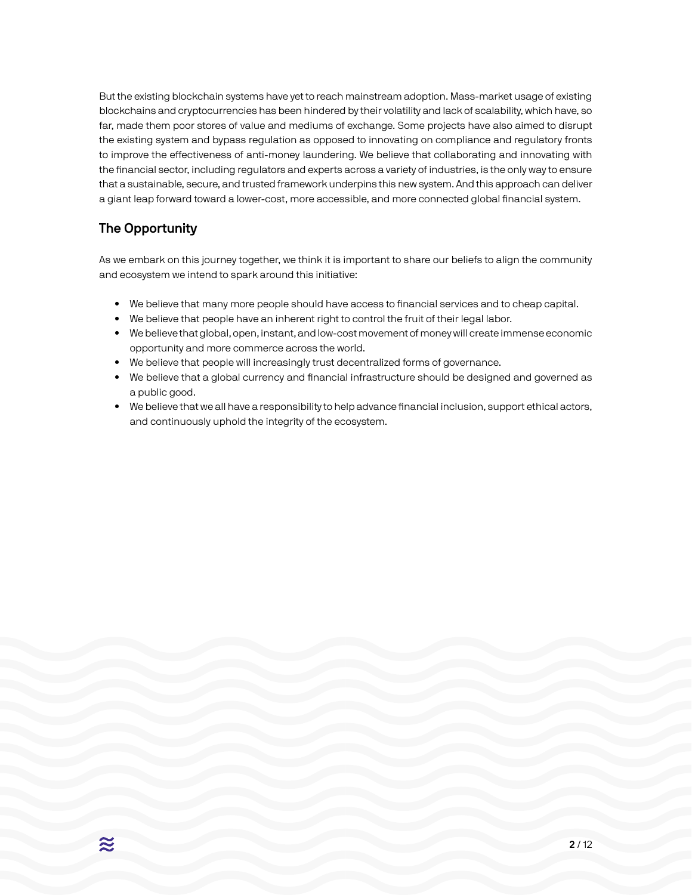But the existing blockchain systems have yet to reach mainstream adoption. Mass-market usage of existing blockchains and cryptocurrencies has been hindered by their volatility and lack of scalability, which have, so far, made them poor stores of value and mediums of exchange. Some projects have also aimed to disrupt the existing system and bypass regulation as opposed to innovating on compliance and regulatory fronts to improve the effectiveness of anti-money laundering. We believe that collaborating and innovating with the financial sector, including regulators and experts across a variety of industries, is the only way to ensure that a sustainable, secure, and trusted framework underpins this new system. And this approach can deliver a giant leap forward toward a lower-cost, more accessible, and more connected global financial system.

## The Opportunity

As we embark on this journey together, we think it is important to share our beliefs to align the community and ecosystem we intend to spark around this initiative:

- We believe that many more people should have access to financial services and to cheap capital.
- We believe that people have an inherent right to control the fruit of their legal labor.
- We believe that global, open, instant, and low-cost movement of money will create immense economic opportunity and more commerce across the world.
- We believe that people will increasingly trust decentralized forms of governance.
- We believe that a global currency and financial infrastructure should be designed and governed as a public good.
- We believe that we all have a responsibility to help advance financial inclusion, support ethical actors, and continuously uphold the integrity of the ecosystem.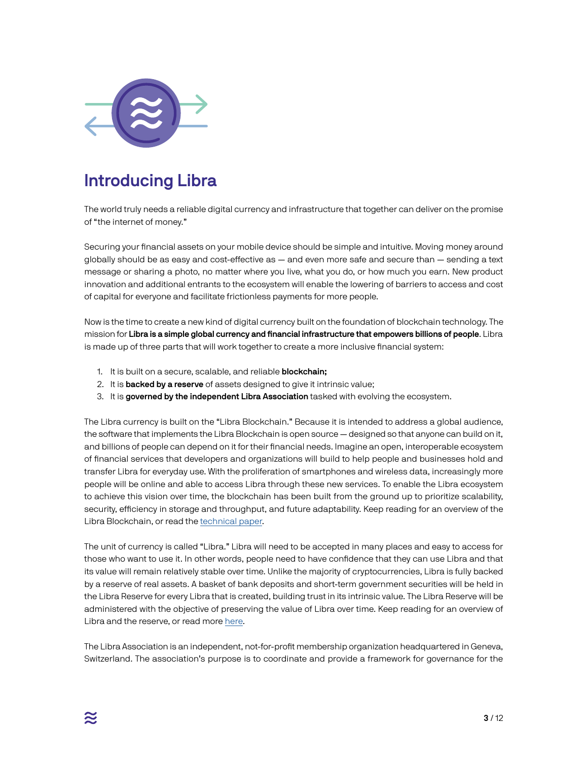# Introducing Libra

The world truly needs a reliable digital currency and infrastructure that together can deliver on the promise of "the internet of money."

Securing your financial assets on your mobile device should be simple and intuitive. Moving money around globally should be as easy and cost-effective as — and even more safe and secure than — sending a text message or sharing a photo, no matter where you live, what you do, or how much you earn. New product innovation and additional entrants to the ecosystem will enable the lowering of barriers to access and cost of capital for everyone and facilitate frictionless payments for more people.

Now is the time to create a new kind of digital currency built on the foundation of blockchain technology. The mission for **Libra is a simple global currency and financial infrastructure that empowers billions of people**. Libra is made up of three parts that will work together to create a more inclusive financial system:

1. It is built on a secure, scalable, and reliable **blockchain;**
2. It is **backed by a reserve** of assets designed to give it intrinsic value;
3. It is **governed by the independent Libra Association** tasked with evolving the ecosystem.

The Libra currency is built on the "Libra Blockchain." Because it is intended to address a global audience, the software that implements the Libra Blockchain is open source — designed so that anyone can build on it, and billions of people can depend on it for their financial needs. Imagine an open, interoperable ecosystem of financial services that developers and organizations will build to help people and businesses hold and transfer Libra for everyday use. With the proliferation of smartphones and wireless data, increasingly more people will be online and able to access Libra through these new services. To enable the Libra ecosystem to achieve this vision over time, the blockchain has been built from the ground up to prioritize scalability, security, efficiency in storage and throughput, and future adaptability. Keep reading for an overview of the Libra Blockchain, or read the technical paper.

The unit of currency is called "Libra." Libra will need to be accepted in many places and easy to access for those who want to use it. In other words, people need to have confidence that they can use Libra and that its value will remain relatively stable over time. Unlike the majority of cryptocurrencies, Libra is fully backed by a reserve of real assets. A basket of bank deposits and short-term government securities will be held in the Libra Reserve for every Libra that is created, building trust in its intrinsic value. The Libra Reserve will be administered with the objective of preserving the value of Libra over time. Keep reading for an overview of Libra and the reserve, or read more here.

The Libra Association is an independent, not-for-profit membership organization headquartered in Geneva, Switzerland. The association's purpose is to coordinate and provide a framework for governance for the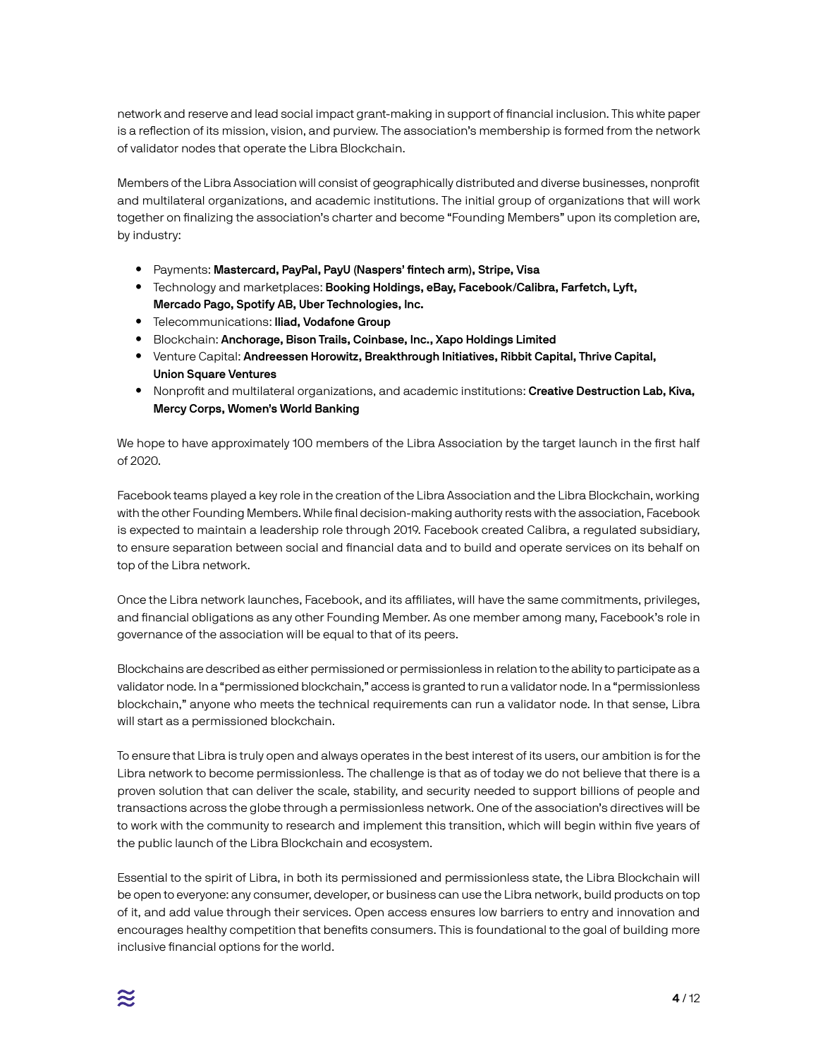network and reserve and lead social impact grant-making in support of financial inclusion. This white paper is a reflection of its mission, vision, and purview. The association's membership is formed from the network of validator nodes that operate the Libra Blockchain.

Members of the Libra Association will consist of geographically distributed and diverse businesses, nonprofit and multilateral organizations, and academic institutions. The initial group of organizations that will work together on finalizing the association's charter and become "Founding Members" upon its completion are, by industry:

- Payments: **Mastercard, PayPal, PayU (Naspers' fintech arm), Stripe, Visa**
- Technology and marketplaces: **Booking Holdings, eBay, Facebook/Calibra, Farfetch, Lyft, Mercado Pago, Spotify AB, Uber Technologies, Inc.**
- Telecommunications: **Iliad, Vodafone Group**
- Blockchain: **Anchorage, Bison Trails, Coinbase, Inc., Xapo Holdings Limited**
- Venture Capital: **Andreessen Horowitz, Breakthrough Initiatives, Ribbit Capital, Thrive Capital, Union Square Ventures**
- Nonprofit and multilateral organizations, and academic institutions: **Creative Destruction Lab, Kiva, Mercy Corps, Women's World Banking**

We hope to have approximately 100 members of the Libra Association by the target launch in the first half of 2020.

Facebook teams played a key role in the creation of the Libra Association and the Libra Blockchain, working with the other Founding Members. While final decision-making authority rests with the association, Facebook is expected to maintain a leadership role through 2019. Facebook created Calibra, a regulated subsidiary, to ensure separation between social and financial data and to build and operate services on its behalf on top of the Libra network.

Once the Libra network launches, Facebook, and its affiliates, will have the same commitments, privileges, and financial obligations as any other Founding Member. As one member among many, Facebook's role in governance of the association will be equal to that of its peers.

Blockchains are described as either permissioned or permissionless in relation to the ability to participate as a validator node. In a "permissioned blockchain," access is granted to run a validator node. In a "permissionless blockchain," anyone who meets the technical requirements can run a validator node. In that sense, Libra will start as a permissioned blockchain.

To ensure that Libra is truly open and always operates in the best interest of its users, our ambition is for the Libra network to become permissionless. The challenge is that as of today we do not believe that there is a proven solution that can deliver the scale, stability, and security needed to support billions of people and transactions across the globe through a permissionless network. One of the association's directives will be to work with the community to research and implement this transition, which will begin within five years of the public launch of the Libra Blockchain and ecosystem.

Essential to the spirit of Libra, in both its permissioned and permissionless state, the Libra Blockchain will be open to everyone: any consumer, developer, or business can use the Libra network, build products on top of it, and add value through their services. Open access ensures low barriers to entry and innovation and encourages healthy competition that benefits consumers. This is foundational to the goal of building more inclusive financial options for the world.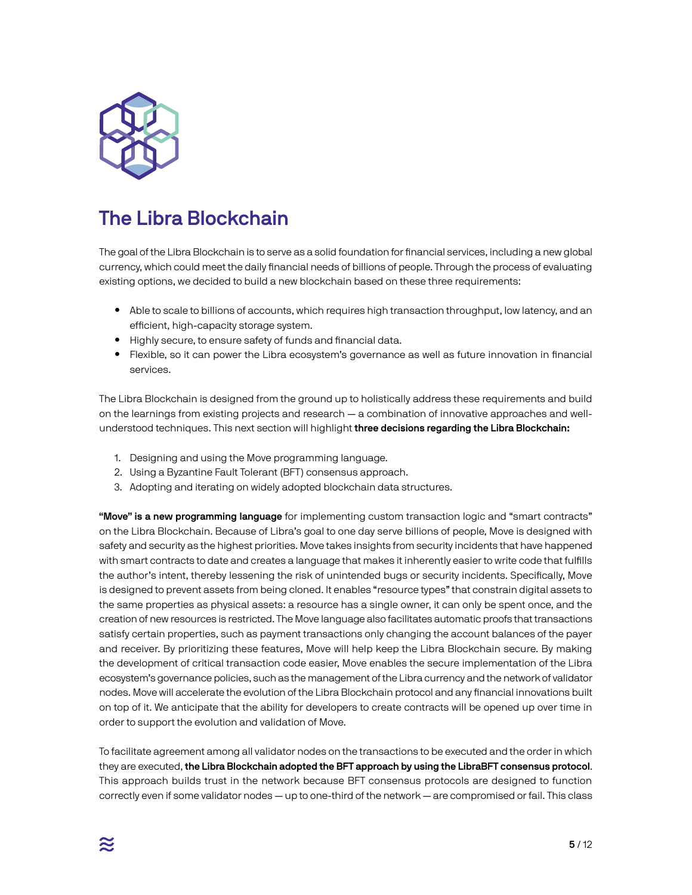# The Libra Blockchain

The goal of the Libra Blockchain is to serve as a solid foundation for financial services, including a new global currency, which could meet the daily financial needs of billions of people. Through the process of evaluating existing options, we decided to build a new blockchain based on these three requirements:

- Able to scale to billions of accounts, which requires high transaction throughput, low latency, and an efficient, high-capacity storage system.
- Highly secure, to ensure safety of funds and financial data.
- Flexible, so it can power the Libra ecosystem's governance as well as future innovation in financial services.

The Libra Blockchain is designed from the ground up to holistically address these requirements and build on the learnings from existing projects and research — a combination of innovative approaches and well-understood techniques. This next section will highlight **three decisions regarding the Libra Blockchain:**

1. Designing and using the Move programming language.
2. Using a Byzantine Fault Tolerant (BFT) consensus approach.
3. Adopting and iterating on widely adopted blockchain data structures.

**"Move" is a new programming language** for implementing custom transaction logic and "smart contracts" on the Libra Blockchain. Because of Libra's goal to one day serve billions of people, Move is designed with safety and security as the highest priorities. Move takes insights from security incidents that have happened with smart contracts to date and creates a language that makes it inherently easier to write code that fulfills the author's intent, thereby lessening the risk of unintended bugs or security incidents. Specifically, Move is designed to prevent assets from being cloned. It enables "resource types" that constrain digital assets to the same properties as physical assets: a resource has a single owner, it can only be spent once, and the creation of new resources is restricted. The Move language also facilitates automatic proofs that transactions satisfy certain properties, such as payment transactions only changing the account balances of the payer and receiver. By prioritizing these features, Move will help keep the Libra Blockchain secure. By making the development of critical transaction code easier, Move enables the secure implementation of the Libra ecosystem's governance policies, such as the management of the Libra currency and the network of validator nodes. Move will accelerate the evolution of the Libra Blockchain protocol and any financial innovations built on top of it. We anticipate that the ability for developers to create contracts will be opened up over time in order to support the evolution and validation of Move.

To facilitate agreement among all validator nodes on the transactions to be executed and the order in which they are executed, **the Libra Blockchain adopted the BFT approach by using the LibraBFT consensus protocol**. This approach builds trust in the network because BFT consensus protocols are designed to function correctly even if some validator nodes — up to one-third of the network — are compromised or fail. This class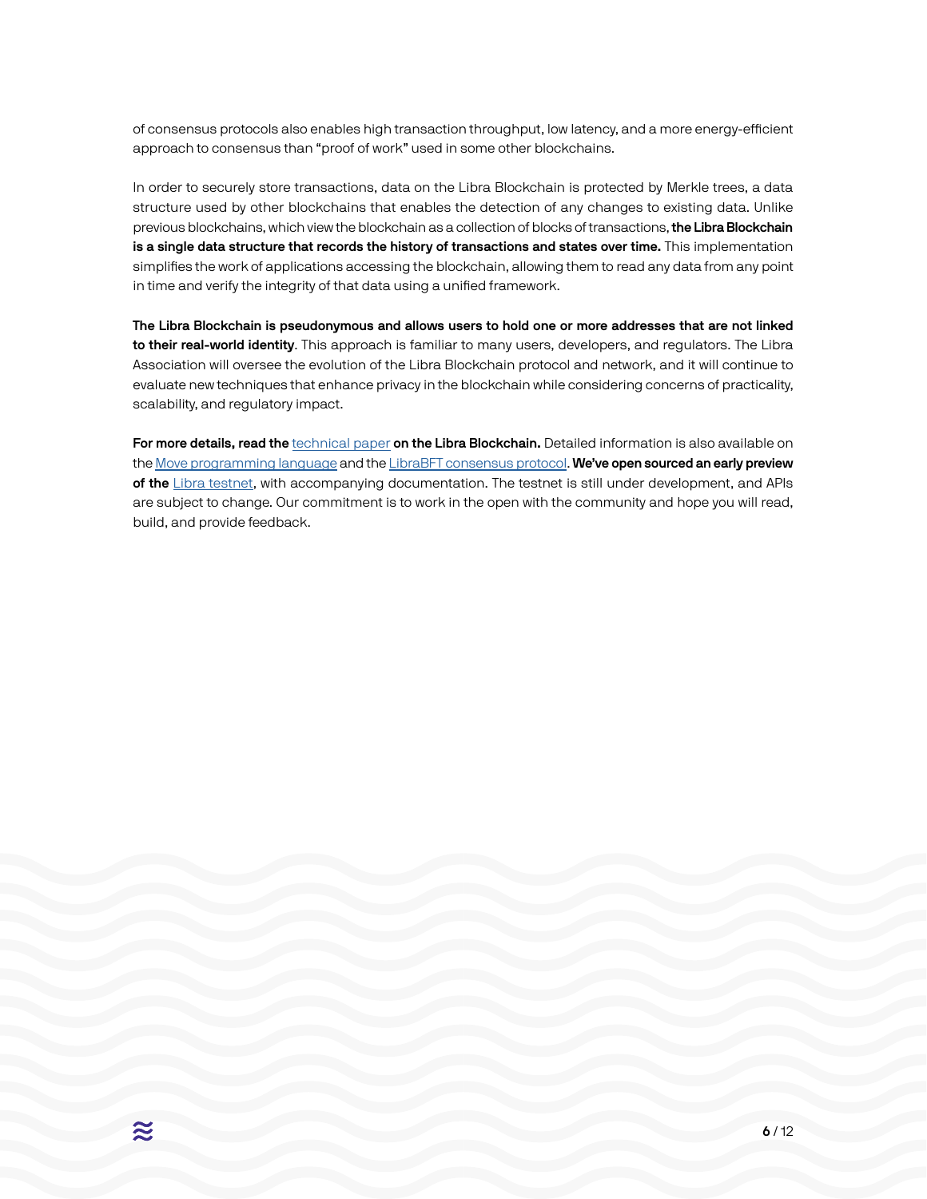of consensus protocols also enables high transaction throughput, low latency, and a more energy-efficient approach to consensus than "proof of work" used in some other blockchains.

In order to securely store transactions, data on the Libra Blockchain is protected by Merkle trees, a data structure used by other blockchains that enables the detection of any changes to existing data. Unlike previous blockchains, which view the blockchain as a collection of blocks of transactions, **the Libra Blockchain is a single data structure that records the history of transactions and states over time.** This implementation simplifies the work of applications accessing the blockchain, allowing them to read any data from any point in time and verify the integrity of that data using a unified framework.

**The Libra Blockchain is pseudonymous and allows users to hold one or more addresses that are not linked to their real-world identity**. This approach is familiar to many users, developers, and regulators. The Libra Association will oversee the evolution of the Libra Blockchain protocol and network, and it will continue to evaluate new techniques that enhance privacy in the blockchain while considering concerns of practicality, scalability, and regulatory impact.

**For more details, read the** technical paper **on the Libra Blockchain.** Detailed information is also available on the Move programming language and the LibraBFT consensus protocol. **We've open sourced an early preview of the** Libra testnet, with accompanying documentation. The testnet is still under development, and APIs are subject to change. Our commitment is to work in the open with the community and hope you will read, build, and provide feedback.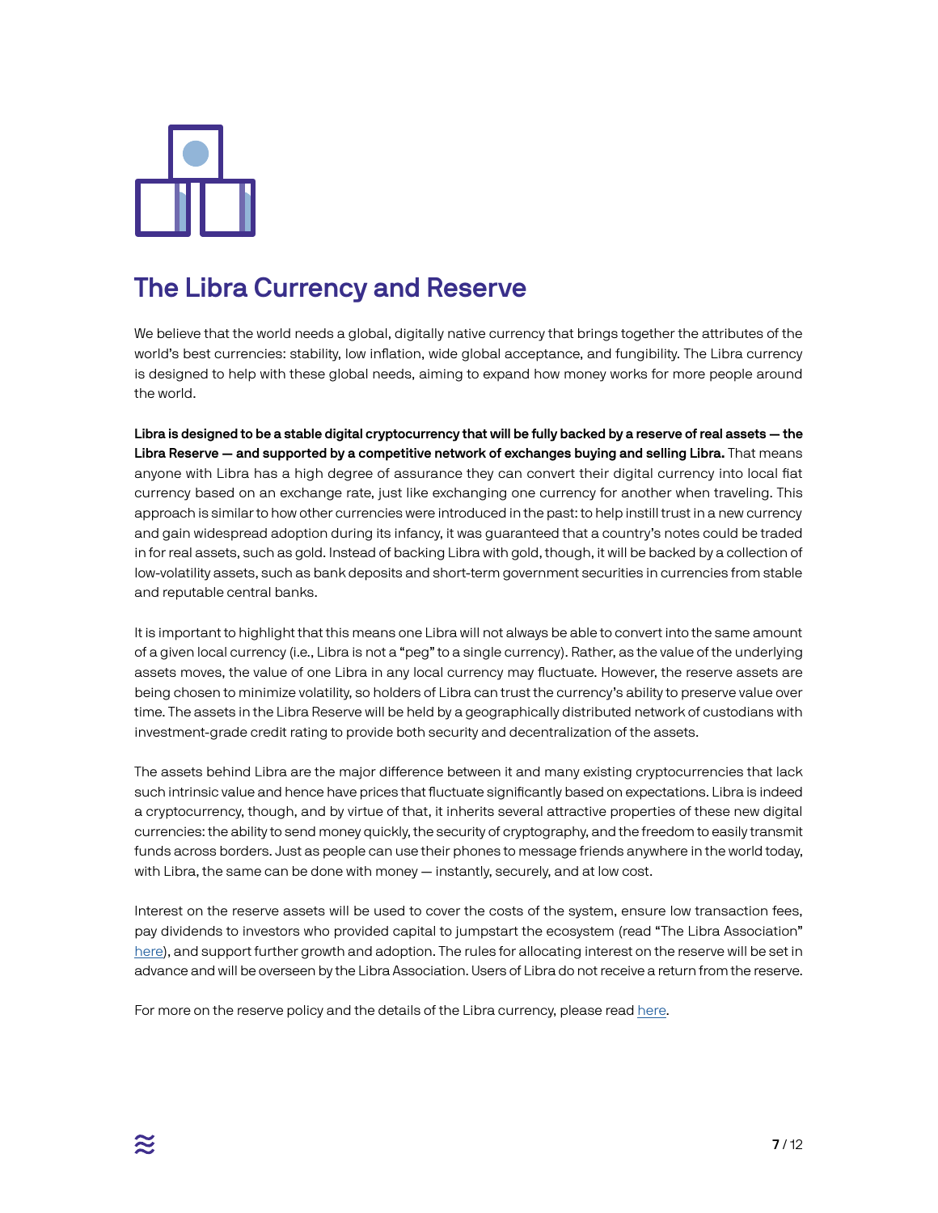# The Libra Currency and Reserve

We believe that the world needs a global, digitally native currency that brings together the attributes of the world's best currencies: stability, low inflation, wide global acceptance, and fungibility. The Libra currency is designed to help with these global needs, aiming to expand how money works for more people around the world.

**Libra is designed to be a stable digital cryptocurrency that will be fully backed by a reserve of real assets — the Libra Reserve — and supported by a competitive network of exchanges buying and selling Libra.** That means anyone with Libra has a high degree of assurance they can convert their digital currency into local fiat currency based on an exchange rate, just like exchanging one currency for another when traveling. This approach is similar to how other currencies were introduced in the past: to help instill trust in a new currency and gain widespread adoption during its infancy, it was guaranteed that a country's notes could be traded in for real assets, such as gold. Instead of backing Libra with gold, though, it will be backed by a collection of low-volatility assets, such as bank deposits and short-term government securities in currencies from stable and reputable central banks.

It is important to highlight that this means one Libra will not always be able to convert into the same amount of a given local currency (i.e., Libra is not a "peg" to a single currency). Rather, as the value of the underlying assets moves, the value of one Libra in any local currency may fluctuate. However, the reserve assets are being chosen to minimize volatility, so holders of Libra can trust the currency's ability to preserve value over time. The assets in the Libra Reserve will be held by a geographically distributed network of custodians with investment-grade credit rating to provide both security and decentralization of the assets.

The assets behind Libra are the major difference between it and many existing cryptocurrencies that lack such intrinsic value and hence have prices that fluctuate significantly based on expectations. Libra is indeed a cryptocurrency, though, and by virtue of that, it inherits several attractive properties of these new digital currencies: the ability to send money quickly, the security of cryptography, and the freedom to easily transmit funds across borders. Just as people can use their phones to message friends anywhere in the world today, with Libra, the same can be done with money — instantly, securely, and at low cost.

Interest on the reserve assets will be used to cover the costs of the system, ensure low transaction fees, pay dividends to investors who provided capital to jumpstart the ecosystem (read "The Libra Association" here), and support further growth and adoption. The rules for allocating interest on the reserve will be set in advance and will be overseen by the Libra Association. Users of Libra do not receive a return from the reserve.

For more on the reserve policy and the details of the Libra currency, please read here.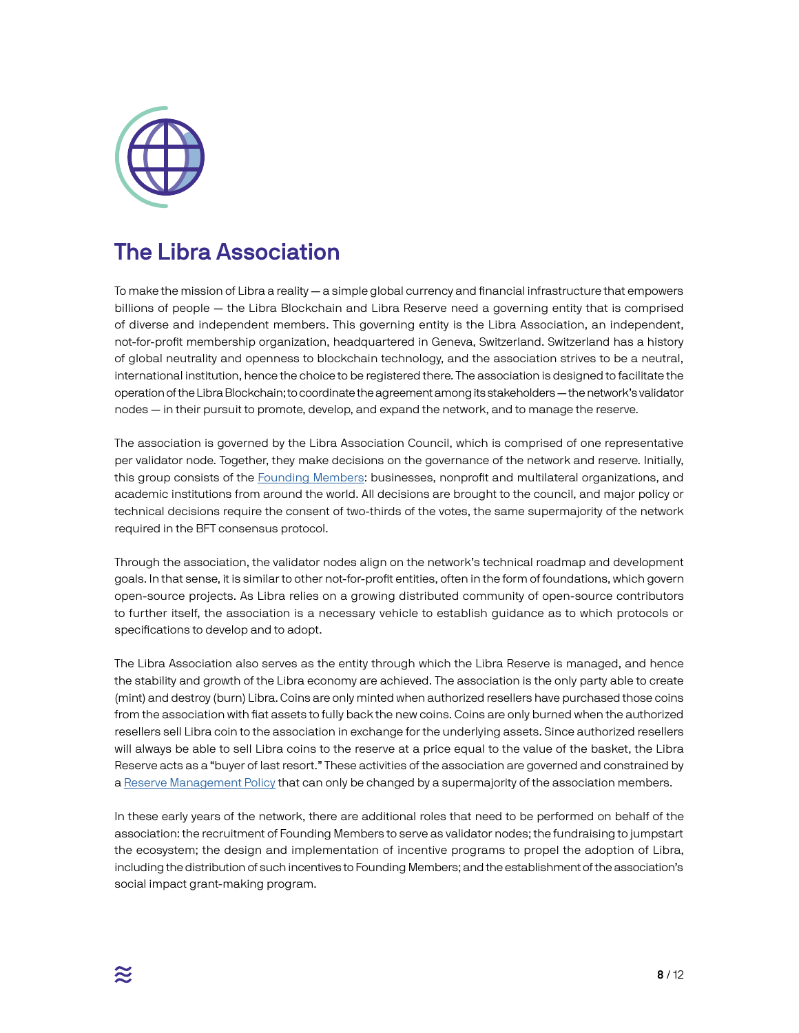# The Libra Association

To make the mission of Libra a reality — a simple global currency and financial infrastructure that empowers billions of people — the Libra Blockchain and Libra Reserve need a governing entity that is comprised of diverse and independent members. This governing entity is the Libra Association, an independent, not-for-profit membership organization, headquartered in Geneva, Switzerland. Switzerland has a history of global neutrality and openness to blockchain technology, and the association strives to be a neutral, international institution, hence the choice to be registered there. The association is designed to facilitate the operation of the Libra Blockchain; to coordinate the agreement among its stakeholders — the network's validator nodes — in their pursuit to promote, develop, and expand the network, and to manage the reserve.

The association is governed by the Libra Association Council, which is comprised of one representative per validator node. Together, they make decisions on the governance of the network and reserve. Initially, this group consists of the Founding Members: businesses, nonprofit and multilateral organizations, and academic institutions from around the world. All decisions are brought to the council, and major policy or technical decisions require the consent of two-thirds of the votes, the same supermajority of the network required in the BFT consensus protocol.

Through the association, the validator nodes align on the network's technical roadmap and development goals. In that sense, it is similar to other not-for-profit entities, often in the form of foundations, which govern open-source projects. As Libra relies on a growing distributed community of open-source contributors to further itself, the association is a necessary vehicle to establish guidance as to which protocols or specifications to develop and to adopt.

The Libra Association also serves as the entity through which the Libra Reserve is managed, and hence the stability and growth of the Libra economy are achieved. The association is the only party able to create (mint) and destroy (burn) Libra. Coins are only minted when authorized resellers have purchased those coins from the association with fiat assets to fully back the new coins. Coins are only burned when the authorized resellers sell Libra coin to the association in exchange for the underlying assets. Since authorized resellers will always be able to sell Libra coins to the reserve at a price equal to the value of the basket, the Libra Reserve acts as a "buyer of last resort." These activities of the association are governed and constrained by a Reserve Management Policy that can only be changed by a supermajority of the association members.

In these early years of the network, there are additional roles that need to be performed on behalf of the association: the recruitment of Founding Members to serve as validator nodes; the fundraising to jumpstart the ecosystem; the design and implementation of incentive programs to propel the adoption of Libra, including the distribution of such incentives to Founding Members; and the establishment of the association's social impact grant-making program.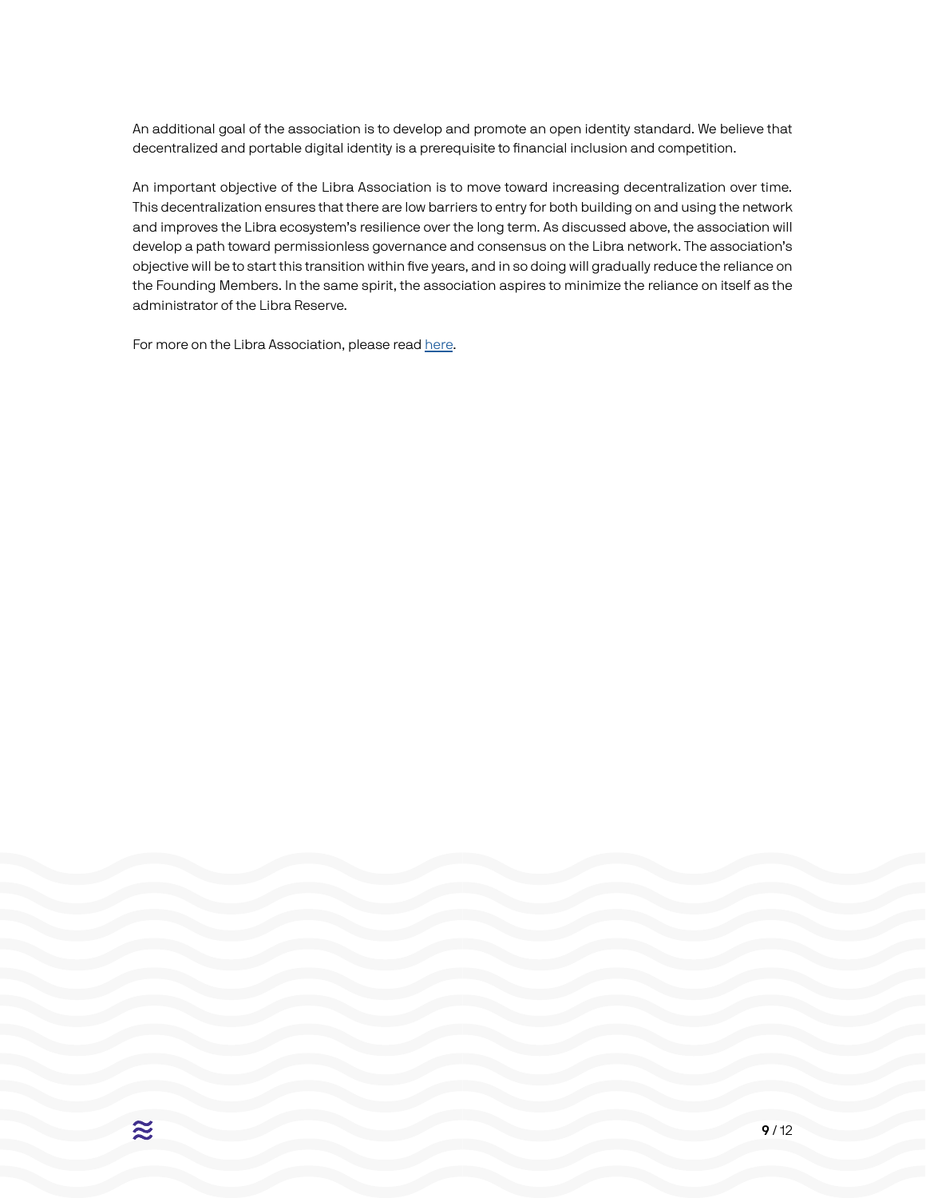An additional goal of the association is to develop and promote an open identity standard. We believe that decentralized and portable digital identity is a prerequisite to financial inclusion and competition.

An important objective of the Libra Association is to move toward increasing decentralization over time. This decentralization ensures that there are low barriers to entry for both building on and using the network and improves the Libra ecosystem's resilience over the long term. As discussed above, the association will develop a path toward permissionless governance and consensus on the Libra network. The association's objective will be to start this transition within five years, and in so doing will gradually reduce the reliance on the Founding Members. In the same spirit, the association aspires to minimize the reliance on itself as the administrator of the Libra Reserve.

For more on the Libra Association, please read here.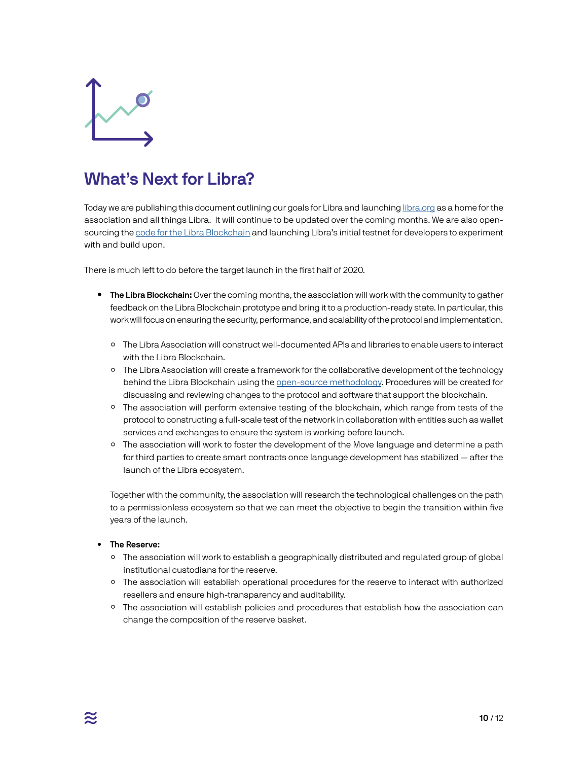# What's Next for Libra?

Today we are publishing this document outlining our goals for Libra and launching libra.org as a home for the association and all things Libra. It will continue to be updated over the coming months. We are also open-sourcing the code for the Libra Blockchain and launching Libra's initial testnet for developers to experiment with and build upon.

There is much left to do before the target launch in the first half of 2020.

- **The Libra Blockchain:** Over the coming months, the association will work with the community to gather feedback on the Libra Blockchain prototype and bring it to a production-ready state. In particular, this work will focus on ensuring the security, performance, and scalability of the protocol and implementation.
  - The Libra Association will construct well-documented APIs and libraries to enable users to interact with the Libra Blockchain.
  - The Libra Association will create a framework for the collaborative development of the technology behind the Libra Blockchain using the open-source methodology. Procedures will be created for discussing and reviewing changes to the protocol and software that support the blockchain.
  - The association will perform extensive testing of the blockchain, which range from tests of the protocol to constructing a full-scale test of the network in collaboration with entities such as wallet services and exchanges to ensure the system is working before launch.
  - The association will work to foster the development of the Move language and determine a path for third parties to create smart contracts once language development has stabilized — after the launch of the Libra ecosystem.

  Together with the community, the association will research the technological challenges on the path to a permissionless ecosystem so that we can meet the objective to begin the transition within five years of the launch.

- **The Reserve:**
  - The association will work to establish a geographically distributed and regulated group of global institutional custodians for the reserve.
  - The association will establish operational procedures for the reserve to interact with authorized resellers and ensure high-transparency and auditability.
  - The association will establish policies and procedures that establish how the association can change the composition of the reserve basket.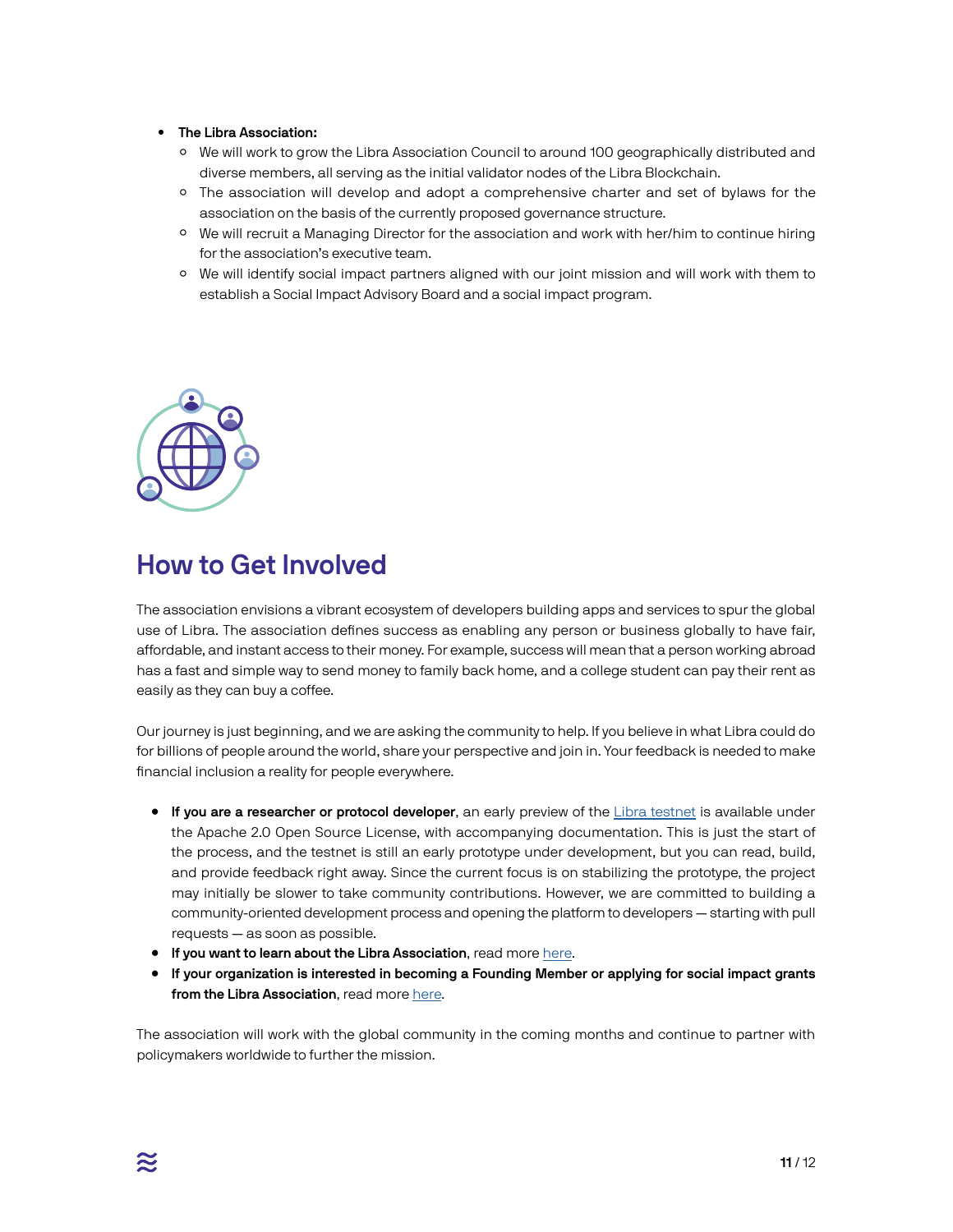- **The Libra Association:**
  - We will work to grow the Libra Association Council to around 100 geographically distributed and diverse members, all serving as the initial validator nodes of the Libra Blockchain.
  - The association will develop and adopt a comprehensive charter and set of bylaws for the association on the basis of the currently proposed governance structure.
  - We will recruit a Managing Director for the association and work with her/him to continue hiring for the association's executive team.
  - We will identify social impact partners aligned with our joint mission and will work with them to establish a Social Impact Advisory Board and a social impact program.

## How to Get Involved

The association envisions a vibrant ecosystem of developers building apps and services to spur the global use of Libra. The association defines success as enabling any person or business globally to have fair, affordable, and instant access to their money. For example, success will mean that a person working abroad has a fast and simple way to send money to family back home, and a college student can pay their rent as easily as they can buy a coffee.

Our journey is just beginning, and we are asking the community to help. If you believe in what Libra could do for billions of people around the world, share your perspective and join in. Your feedback is needed to make financial inclusion a reality for people everywhere.

- **If you are a researcher or protocol developer**, an early preview of the Libra testnet is available under the Apache 2.0 Open Source License, with accompanying documentation. This is just the start of the process, and the testnet is still an early prototype under development, but you can read, build, and provide feedback right away. Since the current focus is on stabilizing the prototype, the project may initially be slower to take community contributions. However, we are committed to building a community-oriented development process and opening the platform to developers — starting with pull requests — as soon as possible.
- **If you want to learn about the Libra Association**, read more here.
- **If your organization is interested in becoming a Founding Member or applying for social impact grants from the Libra Association**, read more here.

The association will work with the global community in the coming months and continue to partner with policymakers worldwide to further the mission.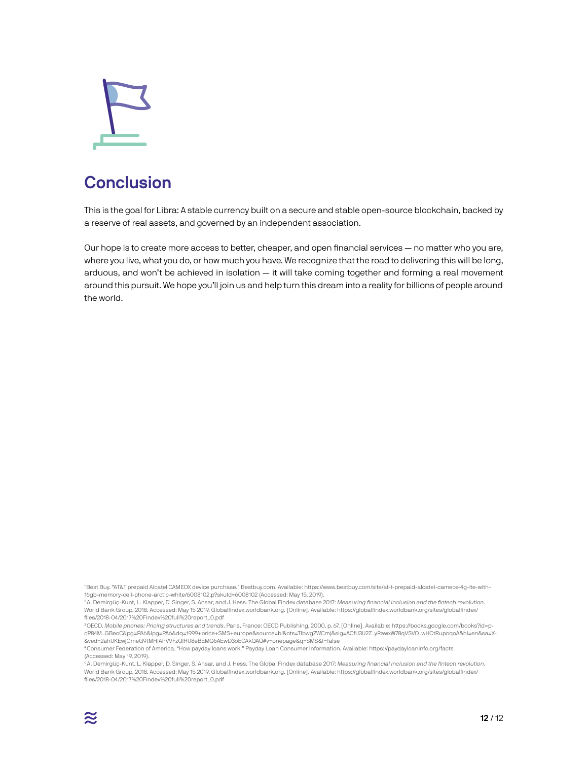# Conclusion

This is the goal for Libra: A stable currency built on a secure and stable open-source blockchain, backed by a reserve of real assets, and governed by an independent association.

Our hope is to create more access to better, cheaper, and open financial services — no matter who you are, where you live, what you do, or how much you have. We recognize that the road to delivering this will be long, arduous, and won't be achieved in isolation — it will take coming together and forming a real movement around this pursuit. We hope you'll join us and help turn this dream into a reality for billions of people around the world.

[1] Best Buy. "AT&T prepaid Alcatel CAMEOX device purchase." Bestbuy.com. Available: https://www.bestbuy.com/site/at-t-prepaid-alcatel-cameox-4g-lte-with-16gb-memory-cell-phone-arctic-white/6008102.p?skuId=6008102 (Accessed: May 15, 2019).

[2] A. Demirgüç-Kunt, L. Klapper, D. Singer, S. Ansar, and J. Hess. The Global Findex database 2017: *Measuring financial inclusion and the fintech revolution*. World Bank Group, 2018. Accessed: May 15 2019. Globalfindex.worldbank.org. [Online]. Available: https://globalfindex.worldbank.org/sites/globalfindex/files/2018-04/2017%20Findex%20full%20report_0.pdf

[3] OECD. *Mobile phones: Pricing structures and trends*. Paris, France: OECD Publishing, 2000, p. 67. [Online]. Available: https://books.google.com/books?id=p-cP84M_GBeoC&pg=PA6&lpg=PA6&dq=1999+price+SMS+europe&source=bl&ots=TIbwgZWCmj&sig=ACfU3U2Z_yRawxW78qVSVO_wHCtRupoqoA&hl=en&sa=X-&ved=2ahUKEwjOmeG9tMHiAhVVFzQIHU8eBEMQ6AEwD3oECAkQAQ#v=onepage&q=SMS&f=false

[4] Consumer Federation of America. "How payday loans work." Payday Loan Consumer Information. Available: https://paydayloaninfo.org/facts (Accessed: May 19, 2019).

[5] A. Demirgüç-Kunt, L. Klapper, D. Singer, S. Ansar, and J. Hess. The Global Findex database 2017: *Measuring financial inclusion and the fintech revolution*. World Bank Group, 2018. Accessed: May 15 2019. Globalfindex.worldbank.org. [Online]. Available: https://globalfindex.worldbank.org/sites/globalfindex/files/2018-04/2017%20Findex%20full%20report_0.pdf